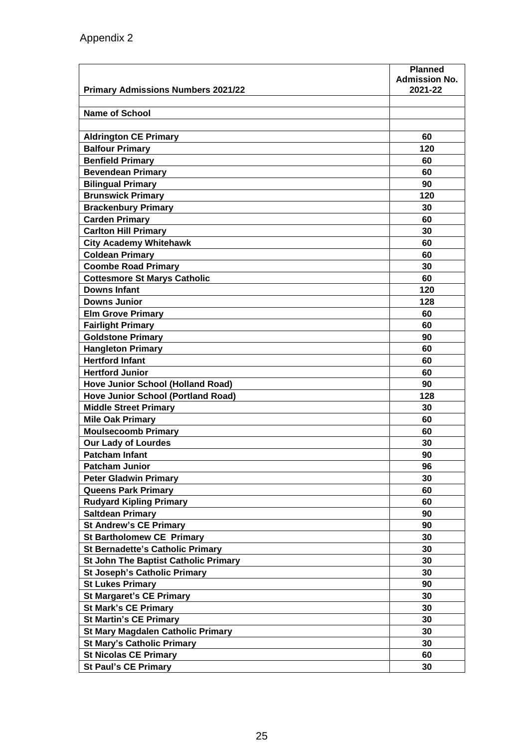Appendix 2

| Primary Admissions Numbers 2021/22 | Planned Admission No. 2021-22 |
|---|---|
| | |
| **Name of School** | |
| | |
| **Aldrington CE Primary** | 60 |
| **Balfour Primary** | 120 |
| **Benfield Primary** | 60 |
| **Bevendean Primary** | 60 |
| **Bilingual Primary** | 90 |
| **Brunswick Primary** | 120 |
| **Brackenbury Primary** | 30 |
| **Carden Primary** | 60 |
| **Carlton Hill Primary** | 30 |
| **City Academy Whitehawk** | 60 |
| **Coldean Primary** | 60 |
| **Coombe Road Primary** | 30 |
| **Cottesmore St Marys Catholic** | 60 |
| **Downs Infant** | 120 |
| **Downs Junior** | 128 |
| **Elm Grove Primary** | 60 |
| **Fairlight Primary** | 60 |
| **Goldstone Primary** | 90 |
| **Hangleton Primary** | 60 |
| **Hertford Infant** | 60 |
| **Hertford Junior** | 60 |
| **Hove Junior School (Holland Road)** | 90 |
| **Hove Junior School (Portland Road)** | 128 |
| **Middle Street Primary** | 30 |
| **Mile Oak Primary** | 60 |
| **Moulsecoomb Primary** | 60 |
| **Our Lady of Lourdes** | 30 |
| **Patcham Infant** | 90 |
| **Patcham Junior** | 96 |
| **Peter Gladwin Primary** | 30 |
| **Queens Park Primary** | 60 |
| **Rudyard Kipling Primary** | 60 |
| **Saltdean Primary** | 90 |
| **St Andrew's CE Primary** | 90 |
| **St Bartholomew CE Primary** | 30 |
| **St Bernadette's Catholic Primary** | 30 |
| **St John The Baptist Catholic Primary** | 30 |
| **St Joseph's Catholic Primary** | 30 |
| **St Lukes Primary** | 90 |
| **St Margaret's CE Primary** | 30 |
| **St Mark's CE Primary** | 30 |
| **St Martin's CE Primary** | 30 |
| **St Mary Magdalen Catholic Primary** | 30 |
| **St Mary's Catholic Primary** | 30 |
| **St Nicolas CE Primary** | 60 |
| **St Paul's CE Primary** | 30 |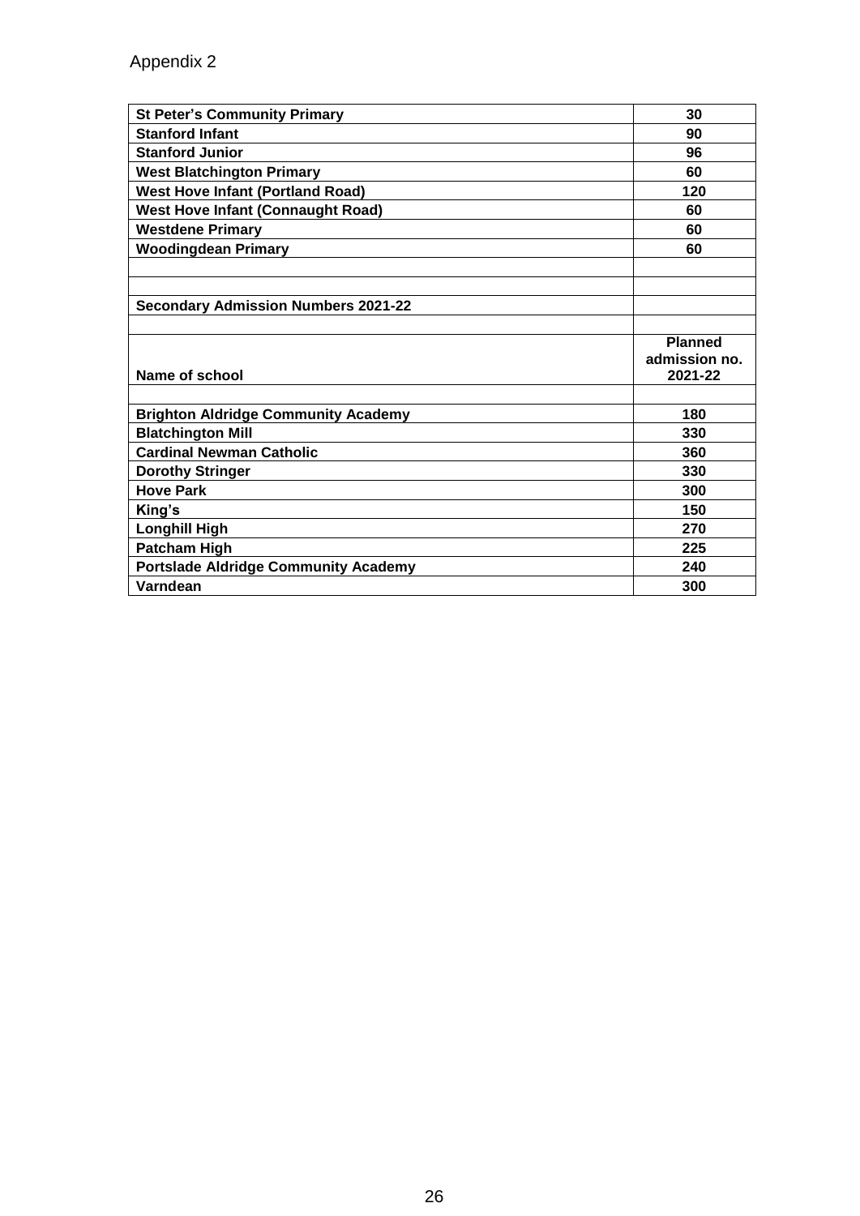Appendix 2

| | |
|---|---|
| **St Peter's Community Primary** | **30** |
| **Stanford Infant** | **90** |
| **Stanford Junior** | **96** |
| **West Blatchington Primary** | **60** |
| **West Hove Infant (Portland Road)** | **120** |
| **West Hove Infant (Connaught Road)** | **60** |
| **Westdene Primary** | **60** |
| **Woodingdean Primary** | **60** |
| | |
| | |
| **Secondary Admission Numbers 2021-22** | |
| | |
| **Name of school** | **Planned admission no. 2021-22** |
| | |
| **Brighton Aldridge Community Academy** | **180** |
| **Blatchington Mill** | **330** |
| **Cardinal Newman Catholic** | **360** |
| **Dorothy Stringer** | **330** |
| **Hove Park** | **300** |
| **King's** | **150** |
| **Longhill High** | **270** |
| **Patcham High** | **225** |
| **Portslade Aldridge Community Academy** | **240** |
| **Varndean** | **300** |